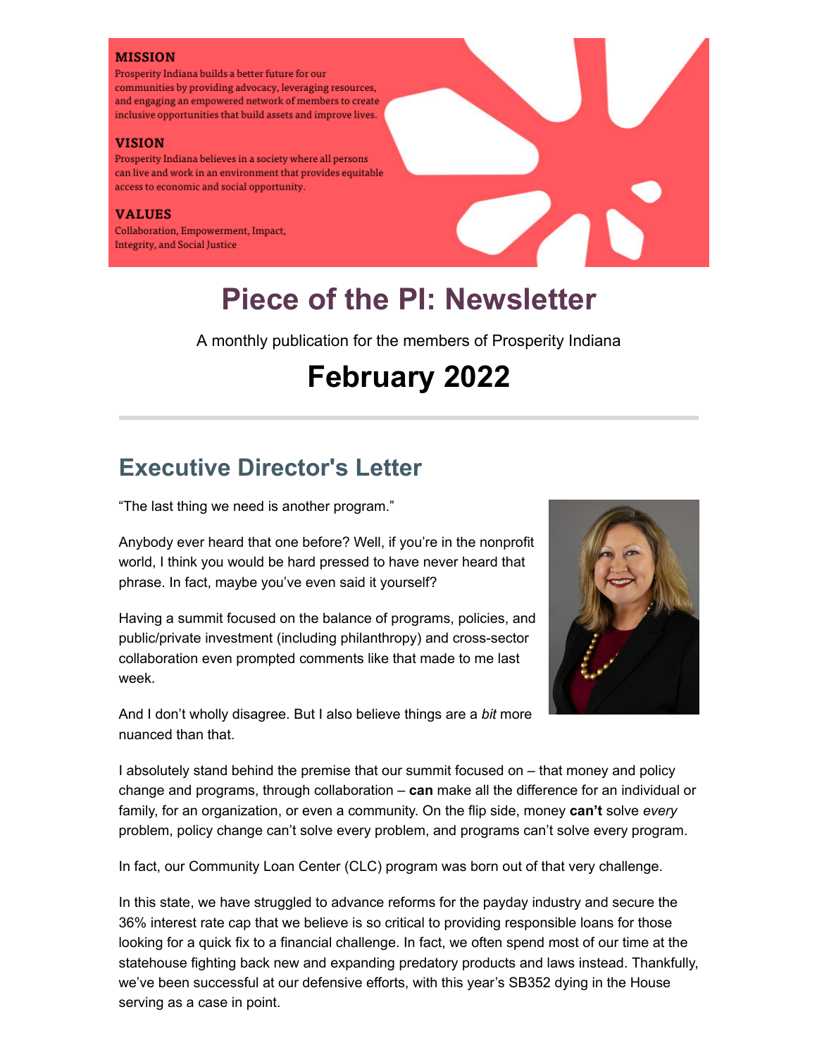**MISSION**

Prosperity Indiana builds a better future for our communities by providing advocacy, leveraging resources, and engaging an empowered network of members to create inclusive opportunities that build assets and improve lives.

**VISION**

Prosperity Indiana believes in a society where all persons can live and work in an environment that provides equitable access to economic and social opportunity.

**VALUES**

Collaboration, Empowerment, Impact, Integrity, and Social Justice

# Piece of the PI: Newsletter

A monthly publication for the members of Prosperity Indiana

# February 2022

---

## Executive Director's Letter

"The last thing we need is another program."

Anybody ever heard that one before? Well, if you're in the nonprofit world, I think you would be hard pressed to have never heard that phrase. In fact, maybe you've even said it yourself?

Having a summit focused on the balance of programs, policies, and public/private investment (including philanthropy) and cross-sector collaboration even prompted comments like that made to me last week.

And I don't wholly disagree. But I also believe things are a *bit* more nuanced than that.

I absolutely stand behind the premise that our summit focused on – that money and policy change and programs, through collaboration – **can** make all the difference for an individual or family, for an organization, or even a community. On the flip side, money **can't** solve *every* problem, policy change can't solve every problem, and programs can't solve every program.

In fact, our Community Loan Center (CLC) program was born out of that very challenge.

In this state, we have struggled to advance reforms for the payday industry and secure the 36% interest rate cap that we believe is so critical to providing responsible loans for those looking for a quick fix to a financial challenge. In fact, we often spend most of our time at the statehouse fighting back new and expanding predatory products and laws instead. Thankfully, we've been successful at our defensive efforts, with this year's SB352 dying in the House serving as a case in point.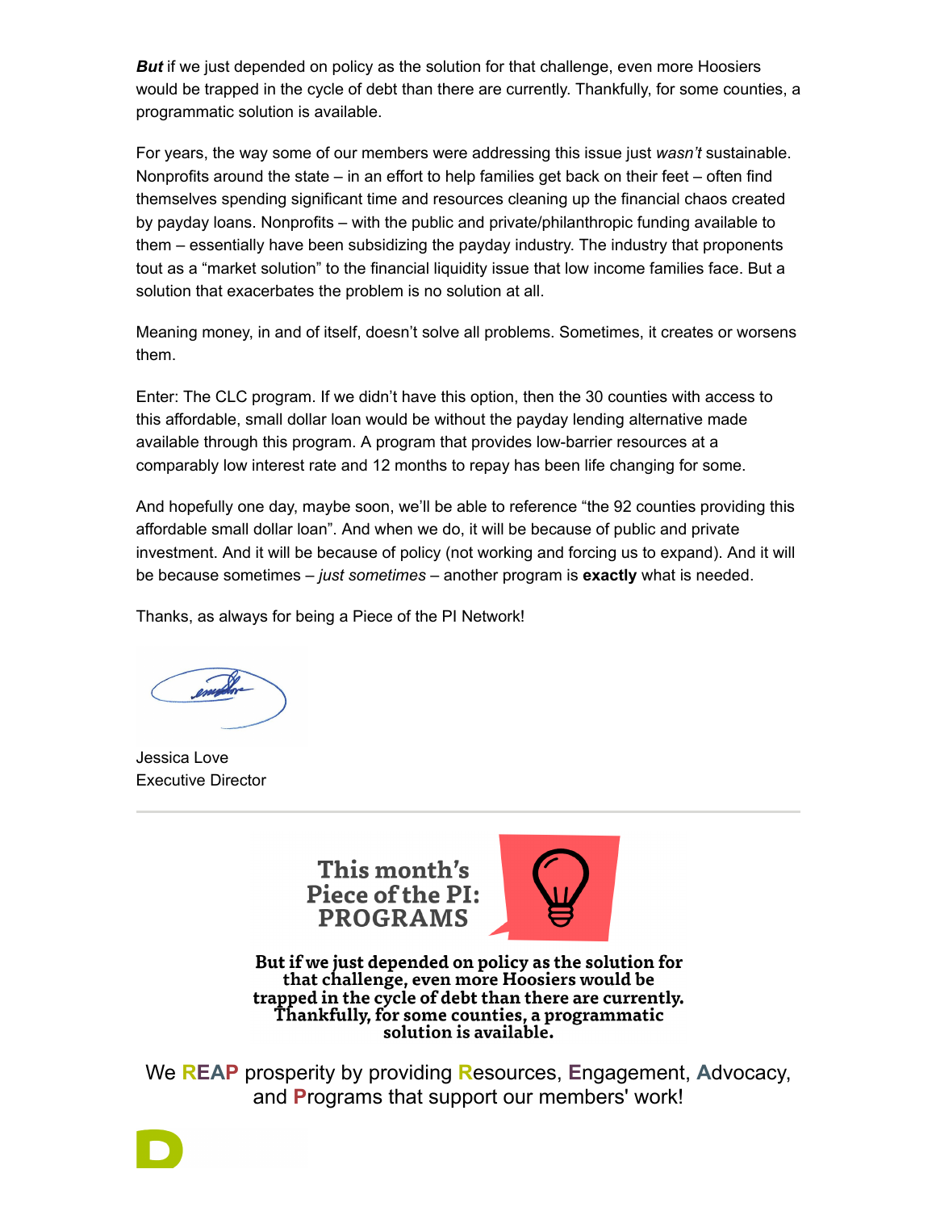***But*** if we just depended on policy as the solution for that challenge, even more Hoosiers would be trapped in the cycle of debt than there are currently. Thankfully, for some counties, a programmatic solution is available.

For years, the way some of our members were addressing this issue just *wasn't* sustainable. Nonprofits around the state – in an effort to help families get back on their feet – often find themselves spending significant time and resources cleaning up the financial chaos created by payday loans. Nonprofits – with the public and private/philanthropic funding available to them – essentially have been subsidizing the payday industry. The industry that proponents tout as a "market solution" to the financial liquidity issue that low income families face. But a solution that exacerbates the problem is no solution at all.

Meaning money, in and of itself, doesn't solve all problems. Sometimes, it creates or worsens them.

Enter: The CLC program. If we didn't have this option, then the 30 counties with access to this affordable, small dollar loan would be without the payday lending alternative made available through this program. A program that provides low-barrier resources at a comparably low interest rate and 12 months to repay has been life changing for some.

And hopefully one day, maybe soon, we'll be able to reference "the 92 counties providing this affordable small dollar loan". And when we do, it will be because of public and private investment. And it will be because of policy (not working and forcing us to expand). And it will be because sometimes – *just sometimes* – another program is **exactly** what is needed.

Thanks, as always for being a Piece of the PI Network!

Jessica Love
Executive Director

---

**This month's Piece of the PI: PROGRAMS**

**But if we just depended on policy as the solution for that challenge, even more Hoosiers would be trapped in the cycle of debt than there are currently. Thankfully, for some counties, a programmatic solution is available.**

We **REAP** prosperity by providing **R**esources, **E**ngagement, **A**dvocacy, and **P**rograms that support our members' work!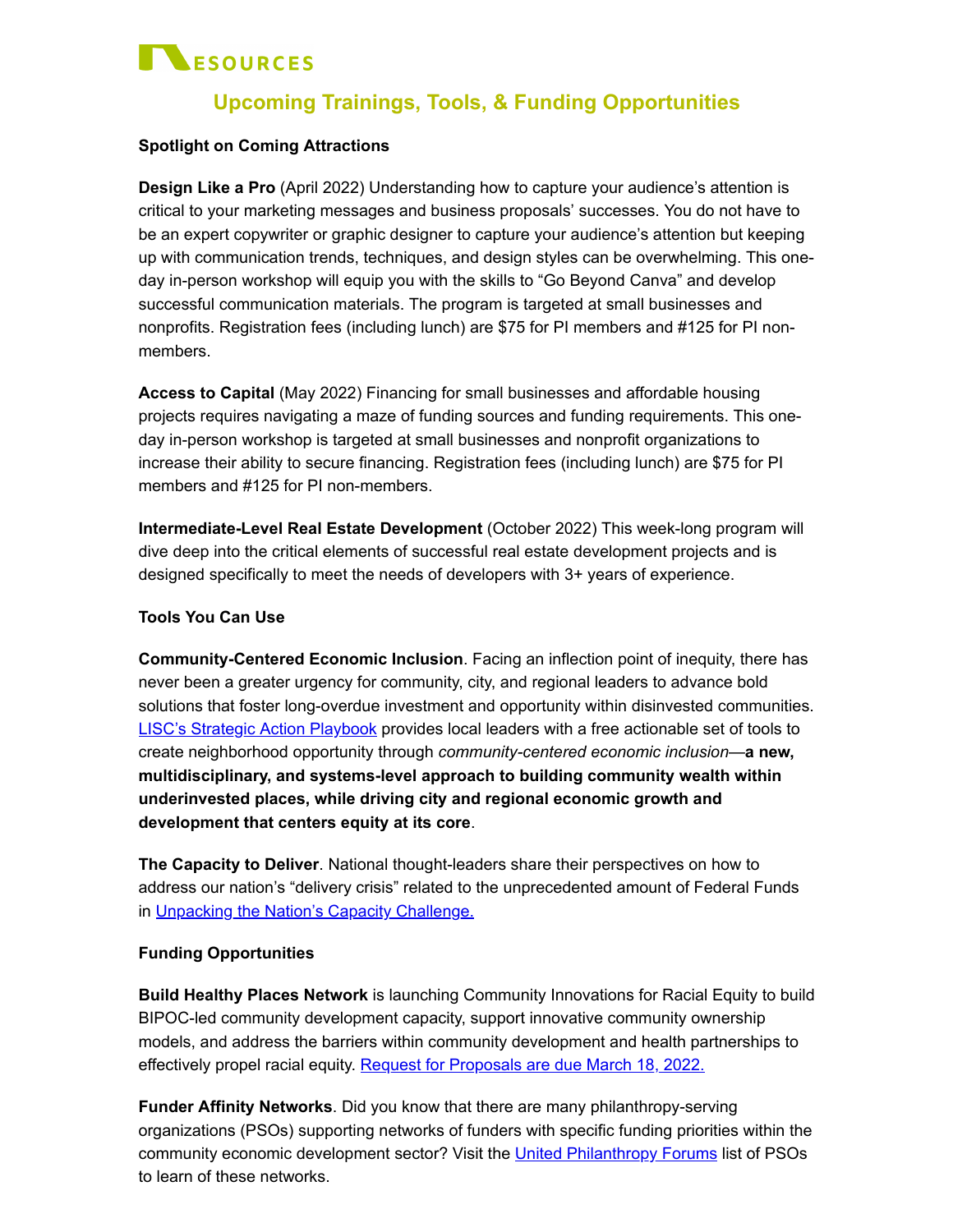# RESOURCES

## Upcoming Trainings, Tools, & Funding Opportunities

**Spotlight on Coming Attractions**

**Design Like a Pro** (April 2022) Understanding how to capture your audience's attention is critical to your marketing messages and business proposals' successes. You do not have to be an expert copywriter or graphic designer to capture your audience's attention but keeping up with communication trends, techniques, and design styles can be overwhelming. This one-day in-person workshop will equip you with the skills to "Go Beyond Canva" and develop successful communication materials. The program is targeted at small businesses and nonprofits. Registration fees (including lunch) are $75 for PI members and #125 for PI non-members.

**Access to Capital** (May 2022) Financing for small businesses and affordable housing projects requires navigating a maze of funding sources and funding requirements. This one-day in-person workshop is targeted at small businesses and nonprofit organizations to increase their ability to secure financing. Registration fees (including lunch) are $75 for PI members and #125 for PI non-members.

**Intermediate-Level Real Estate Development** (October 2022) This week-long program will dive deep into the critical elements of successful real estate development projects and is designed specifically to meet the needs of developers with 3+ years of experience.

**Tools You Can Use**

**Community-Centered Economic Inclusion**. Facing an inflection point of inequity, there has never been a greater urgency for community, city, and regional leaders to advance bold solutions that foster long-overdue investment and opportunity within disinvested communities. LISC's Strategic Action Playbook provides local leaders with a free actionable set of tools to create neighborhood opportunity through *community-centered economic inclusion*—**a new, multidisciplinary, and systems-level approach to building community wealth within underinvested places, while driving city and regional economic growth and development that centers equity at its core**.

**The Capacity to Deliver**. National thought-leaders share their perspectives on how to address our nation's "delivery crisis" related to the unprecedented amount of Federal Funds in Unpacking the Nation's Capacity Challenge.

**Funding Opportunities**

**Build Healthy Places Network** is launching Community Innovations for Racial Equity to build BIPOC-led community development capacity, support innovative community ownership models, and address the barriers within community development and health partnerships to effectively propel racial equity. Request for Proposals are due March 18, 2022.

**Funder Affinity Networks**. Did you know that there are many philanthropy-serving organizations (PSOs) supporting networks of funders with specific funding priorities within the community economic development sector? Visit the United Philanthropy Forums list of PSOs to learn of these networks.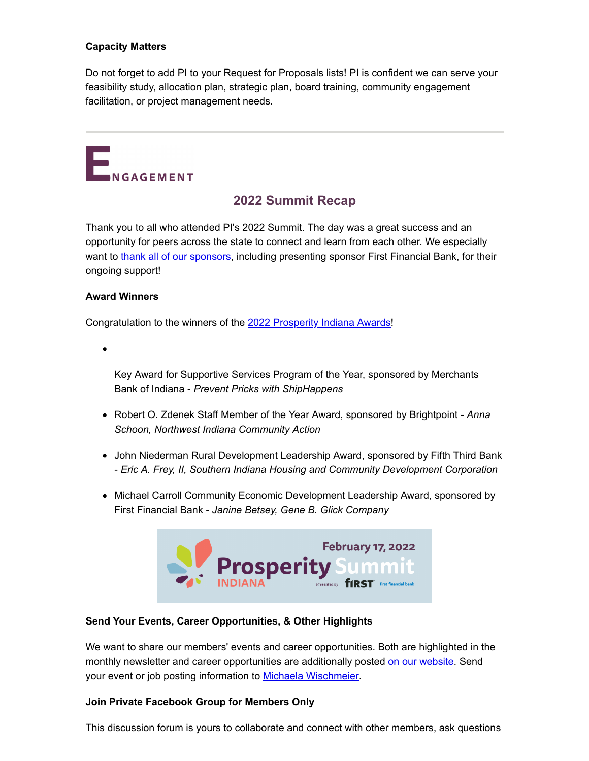**Capacity Matters**

Do not forget to add PI to your Request for Proposals lists! PI is confident we can serve your feasibility study, allocation plan, strategic plan, board training, community engagement facilitation, or project management needs.

---

# ENGAGEMENT

## 2022 Summit Recap

Thank you to all who attended PI's 2022 Summit. The day was a great success and an opportunity for peers across the state to connect and learn from each other. We especially want to thank all of our sponsors, including presenting sponsor First Financial Bank, for their ongoing support!

**Award Winners**

Congratulation to the winners of the 2022 Prosperity Indiana Awards!

- Key Award for Supportive Services Program of the Year, sponsored by Merchants Bank of Indiana - *Prevent Pricks with ShipHappens*
- Robert O. Zdenek Staff Member of the Year Award, sponsored by Brightpoint - *Anna Schoon, Northwest Indiana Community Action*
- John Niederman Rural Development Leadership Award, sponsored by Fifth Third Bank - *Eric A. Frey, II, Southern Indiana Housing and Community Development Corporation*
- Michael Carroll Community Economic Development Leadership Award, sponsored by First Financial Bank - *Janine Betsey, Gene B. Glick Company*

February 17, 2022 Prosperity Indiana Summit Presented by First financial bank

**Send Your Events, Career Opportunities, & Other Highlights**

We want to share our members' events and career opportunities. Both are highlighted in the monthly newsletter and career opportunities are additionally posted on our website. Send your event or job posting information to Michaela Wischmeier.

**Join Private Facebook Group for Members Only**

This discussion forum is yours to collaborate and connect with other members, ask questions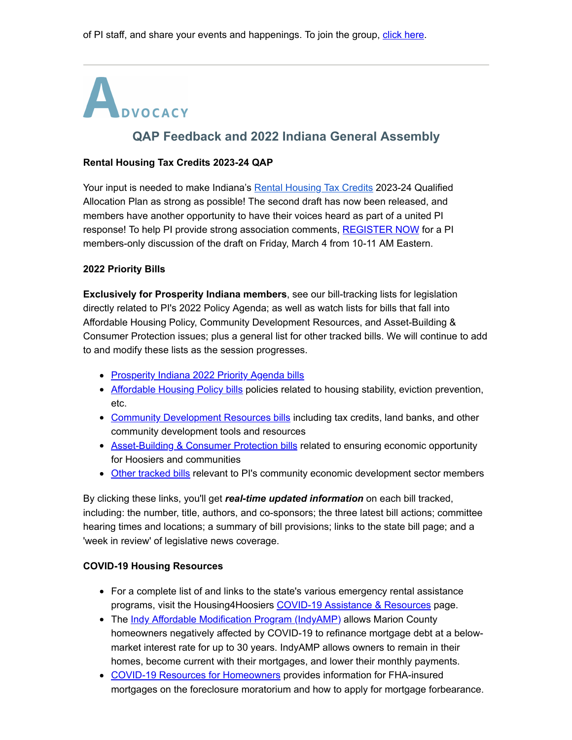of PI staff, and share your events and happenings. To join the group, click here.

---

# ADVOCACY

## QAP Feedback and 2022 Indiana General Assembly

**Rental Housing Tax Credits 2023-24 QAP**

Your input is needed to make Indiana's Rental Housing Tax Credits 2023-24 Qualified Allocation Plan as strong as possible! The second draft has now been released, and members have another opportunity to have their voices heard as part of a united PI response! To help PI provide strong association comments, REGISTER NOW for a PI members-only discussion of the draft on Friday, March 4 from 10-11 AM Eastern.

**2022 Priority Bills**

**Exclusively for Prosperity Indiana members**, see our bill-tracking lists for legislation directly related to PI's 2022 Policy Agenda; as well as watch lists for bills that fall into Affordable Housing Policy, Community Development Resources, and Asset-Building & Consumer Protection issues; plus a general list for other tracked bills. We will continue to add to and modify these lists as the session progresses.

- Prosperity Indiana 2022 Priority Agenda bills
- Affordable Housing Policy bills policies related to housing stability, eviction prevention, etc.
- Community Development Resources bills including tax credits, land banks, and other community development tools and resources
- Asset-Building & Consumer Protection bills related to ensuring economic opportunity for Hoosiers and communities
- Other tracked bills relevant to PI's community economic development sector members

By clicking these links, you'll get ***real-time updated information*** on each bill tracked, including: the number, title, authors, and co-sponsors; the three latest bill actions; committee hearing times and locations; a summary of bill provisions; links to the state bill page; and a 'week in review' of legislative news coverage.

**COVID-19 Housing Resources**

- For a complete list of and links to the state's various emergency rental assistance programs, visit the Housing4Hoosiers COVID-19 Assistance & Resources page.
- The Indy Affordable Modification Program (IndyAMP) allows Marion County homeowners negatively affected by COVID-19 to refinance mortgage debt at a below-market interest rate for up to 30 years. IndyAMP allows owners to remain in their homes, become current with their mortgages, and lower their monthly payments.
- COVID-19 Resources for Homeowners provides information for FHA-insured mortgages on the foreclosure moratorium and how to apply for mortgage forbearance.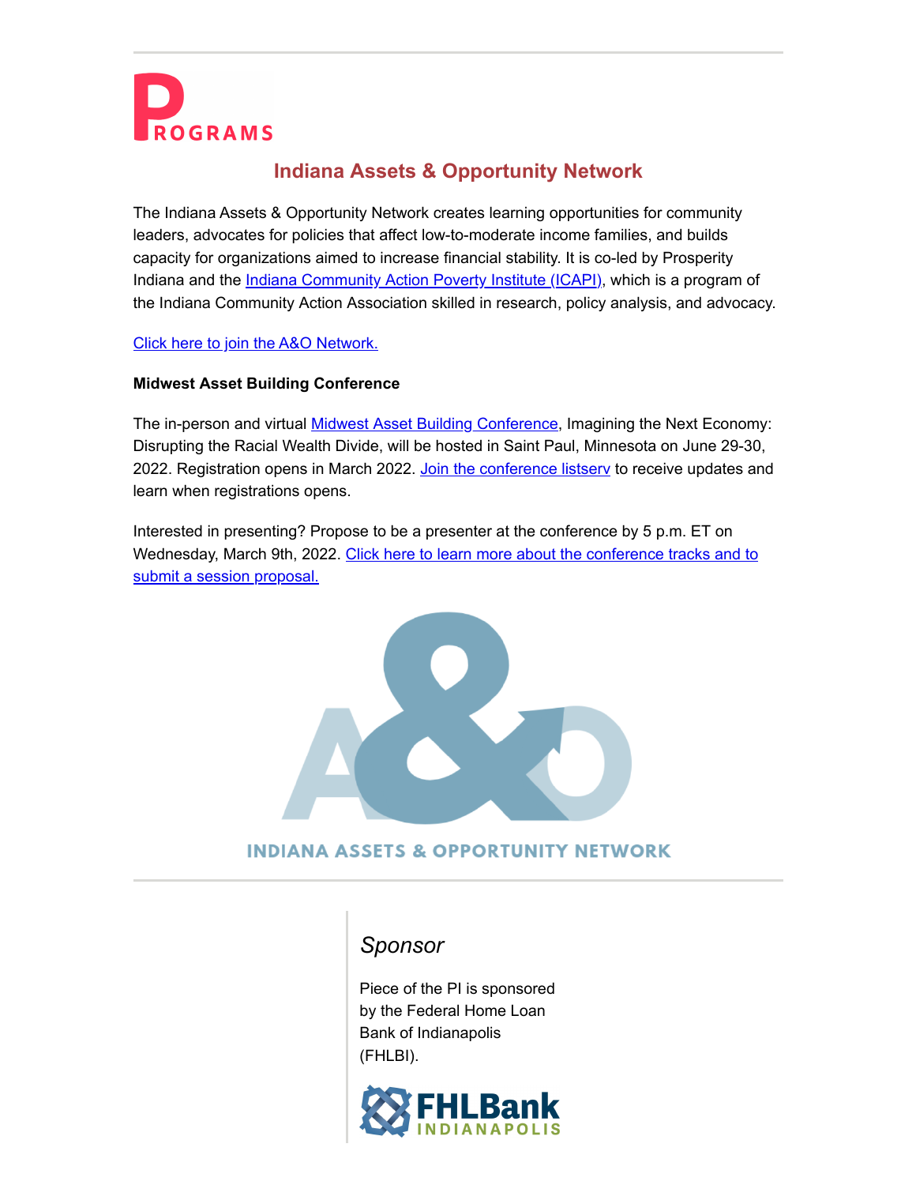# PROGRAMS

## Indiana Assets & Opportunity Network

The Indiana Assets & Opportunity Network creates learning opportunities for community leaders, advocates for policies that affect low-to-moderate income families, and builds capacity for organizations aimed to increase financial stability. It is co-led by Prosperity Indiana and the Indiana Community Action Poverty Institute (ICAPI), which is a program of the Indiana Community Action Association skilled in research, policy analysis, and advocacy.

Click here to join the A&O Network.

**Midwest Asset Building Conference**

The in-person and virtual Midwest Asset Building Conference, Imagining the Next Economy: Disrupting the Racial Wealth Divide, will be hosted in Saint Paul, Minnesota on June 29-30, 2022. Registration opens in March 2022. Join the conference listserv to receive updates and learn when registrations opens.

Interested in presenting? Propose to be a presenter at the conference by 5 p.m. ET on Wednesday, March 9th, 2022. Click here to learn more about the conference tracks and to submit a session proposal.

INDIANA ASSETS & OPPORTUNITY NETWORK

*Sponsor*

Piece of the PI is sponsored by the Federal Home Loan Bank of Indianapolis (FHLBI).

FHLBank INDIANAPOLIS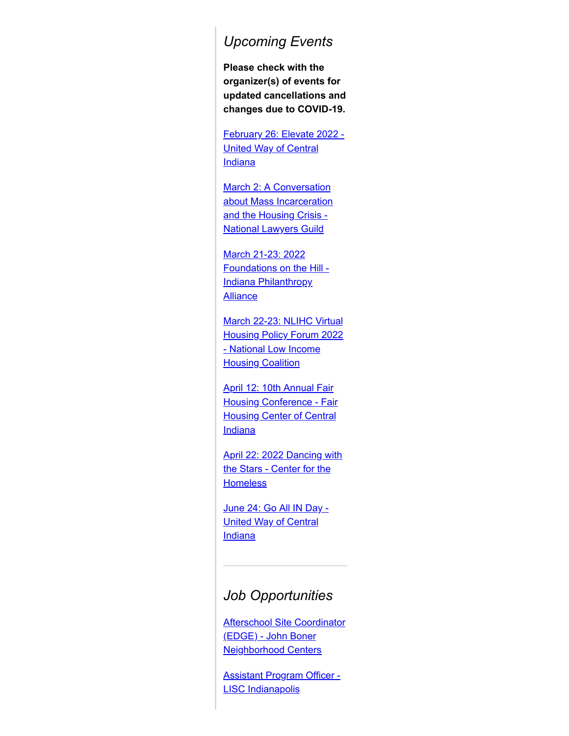## *Upcoming Events*

**Please check with the organizer(s) of events for updated cancellations and changes due to COVID-19.**

February 26: Elevate 2022 - United Way of Central Indiana

March 2: A Conversation about Mass Incarceration and the Housing Crisis - National Lawyers Guild

March 21-23: 2022 Foundations on the Hill - Indiana Philanthropy Alliance

March 22-23: NLIHC Virtual Housing Policy Forum 2022 - National Low Income Housing Coalition

April 12: 10th Annual Fair Housing Conference - Fair Housing Center of Central Indiana

April 22: 2022 Dancing with the Stars - Center for the Homeless

June 24: Go All IN Day - United Way of Central Indiana

---

## *Job Opportunities*

Afterschool Site Coordinator (EDGE) - John Boner Neighborhood Centers

Assistant Program Officer - LISC Indianapolis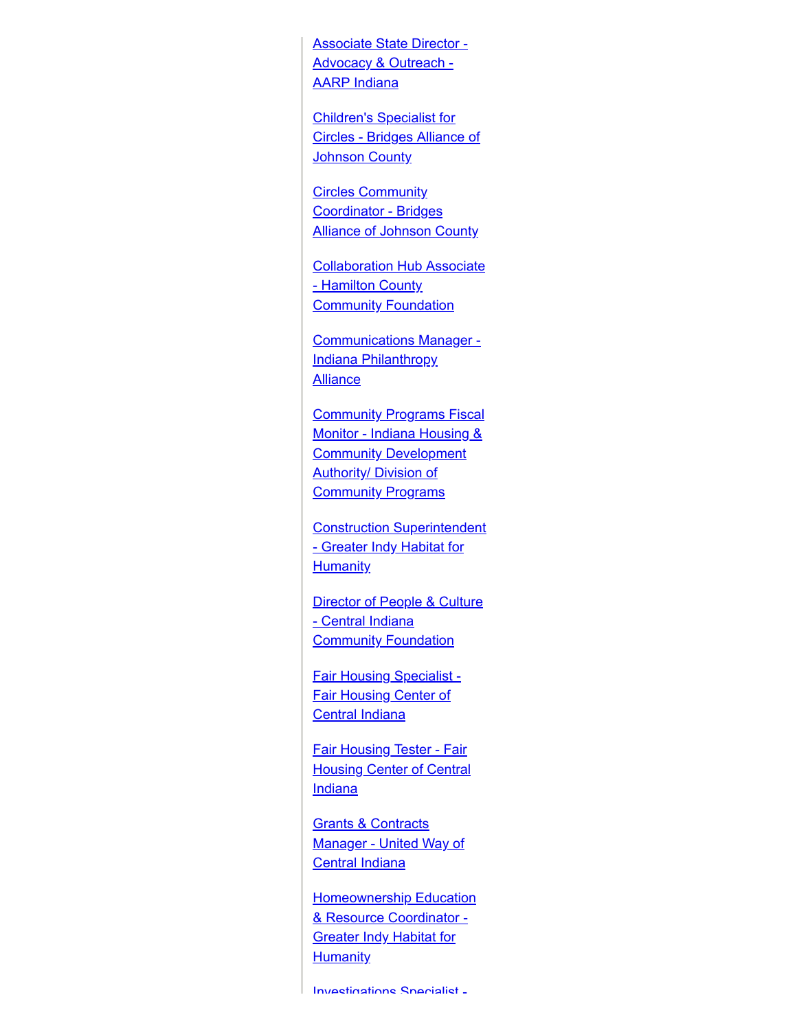Associate State Director - Advocacy & Outreach - AARP Indiana

Children's Specialist for Circles - Bridges Alliance of Johnson County

Circles Community Coordinator - Bridges Alliance of Johnson County

Collaboration Hub Associate - Hamilton County Community Foundation

Communications Manager - Indiana Philanthropy Alliance

Community Programs Fiscal Monitor - Indiana Housing & Community Development Authority/ Division of Community Programs

Construction Superintendent - Greater Indy Habitat for Humanity

Director of People & Culture - Central Indiana Community Foundation

Fair Housing Specialist - Fair Housing Center of Central Indiana

Fair Housing Tester - Fair Housing Center of Central Indiana

Grants & Contracts Manager - United Way of Central Indiana

Homeownership Education & Resource Coordinator - Greater Indy Habitat for Humanity

Investigations Specialist -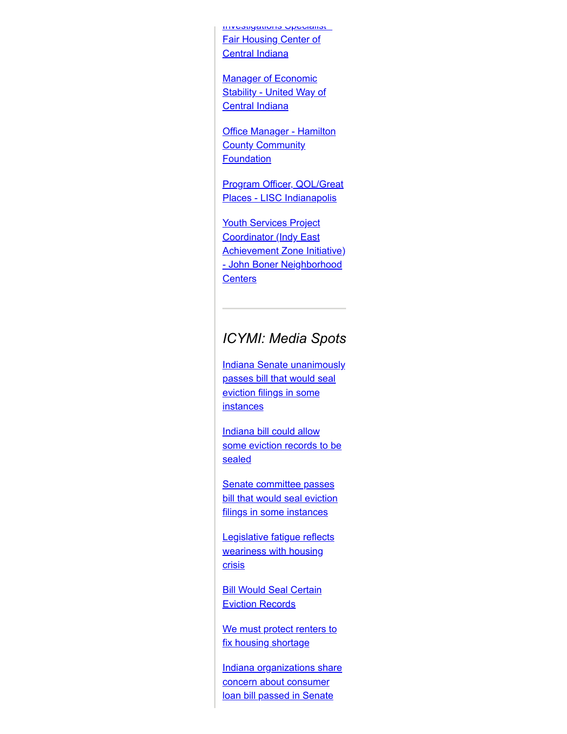Investigations Specialist - Fair Housing Center of Central Indiana

Manager of Economic Stability - United Way of Central Indiana

Office Manager - Hamilton County Community Foundation

Program Officer, QOL/Great Places - LISC Indianapolis

Youth Services Project Coordinator (Indy East Achievement Zone Initiative) - John Boner Neighborhood Centers

---

## *ICYMI: Media Spots*

Indiana Senate unanimously passes bill that would seal eviction filings in some instances

Indiana bill could allow some eviction records to be sealed

Senate committee passes bill that would seal eviction filings in some instances

Legislative fatigue reflects weariness with housing crisis

Bill Would Seal Certain Eviction Records

We must protect renters to fix housing shortage

Indiana organizations share concern about consumer loan bill passed in Senate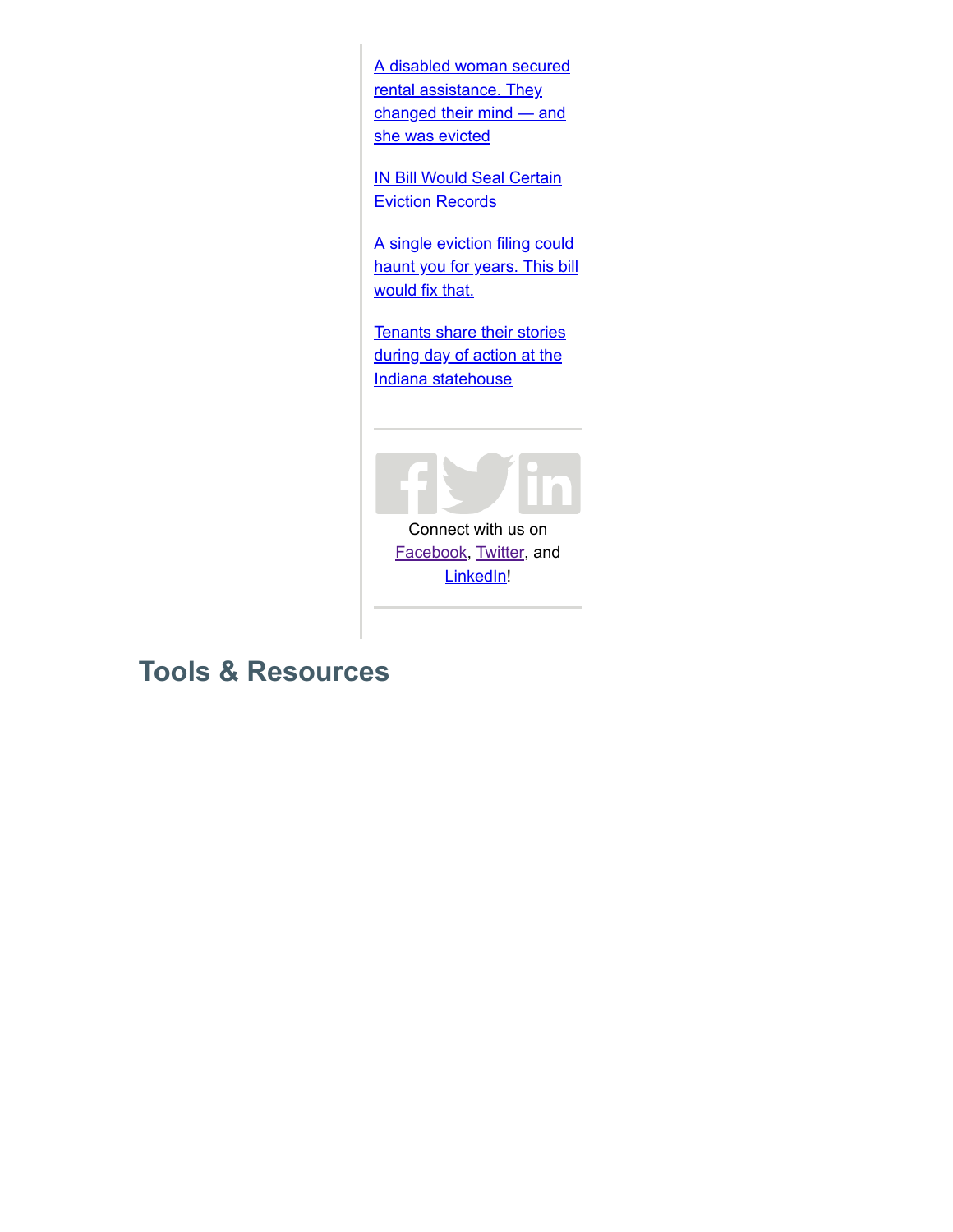A disabled woman secured rental assistance. They changed their mind — and she was evicted

IN Bill Would Seal Certain Eviction Records

A single eviction filing could haunt you for years. This bill would fix that.

Tenants share their stories during day of action at the Indiana statehouse

---

Connect with us on Facebook, Twitter, and LinkedIn!

---

## Tools & Resources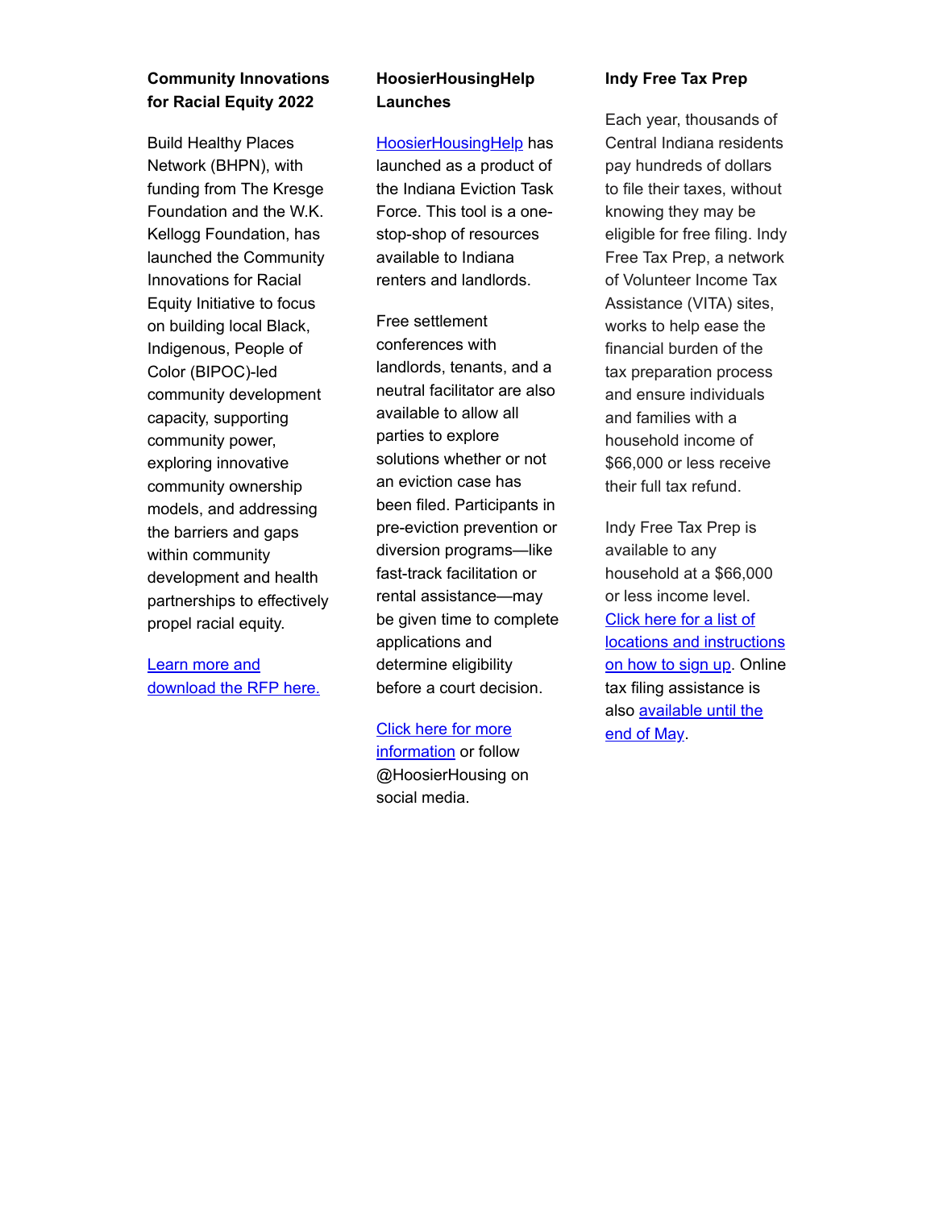**Community Innovations for Racial Equity 2022**

Build Healthy Places Network (BHPN), with funding from The Kresge Foundation and the W.K. Kellogg Foundation, has launched the Community Innovations for Racial Equity Initiative to focus on building local Black, Indigenous, People of Color (BIPOC)-led community development capacity, supporting community power, exploring innovative community ownership models, and addressing the barriers and gaps within community development and health partnerships to effectively propel racial equity.

Learn more and download the RFP here.

**HoosierHousingHelp Launches**

HoosierHousingHelp has launched as a product of the Indiana Eviction Task Force. This tool is a one-stop-shop of resources available to Indiana renters and landlords.

Free settlement conferences with landlords, tenants, and a neutral facilitator are also available to allow all parties to explore solutions whether or not an eviction case has been filed. Participants in pre-eviction prevention or diversion programs—like fast-track facilitation or rental assistance—may be given time to complete applications and determine eligibility before a court decision.

Click here for more information or follow @HoosierHousing on social media.

**Indy Free Tax Prep**

Each year, thousands of Central Indiana residents pay hundreds of dollars to file their taxes, without knowing they may be eligible for free filing. Indy Free Tax Prep, a network of Volunteer Income Tax Assistance (VITA) sites, works to help ease the financial burden of the tax preparation process and ensure individuals and families with a household income of $66,000 or less receive their full tax refund.

Indy Free Tax Prep is available to any household at a $66,000 or less income level. Click here for a list of locations and instructions on how to sign up. Online tax filing assistance is also available until the end of May.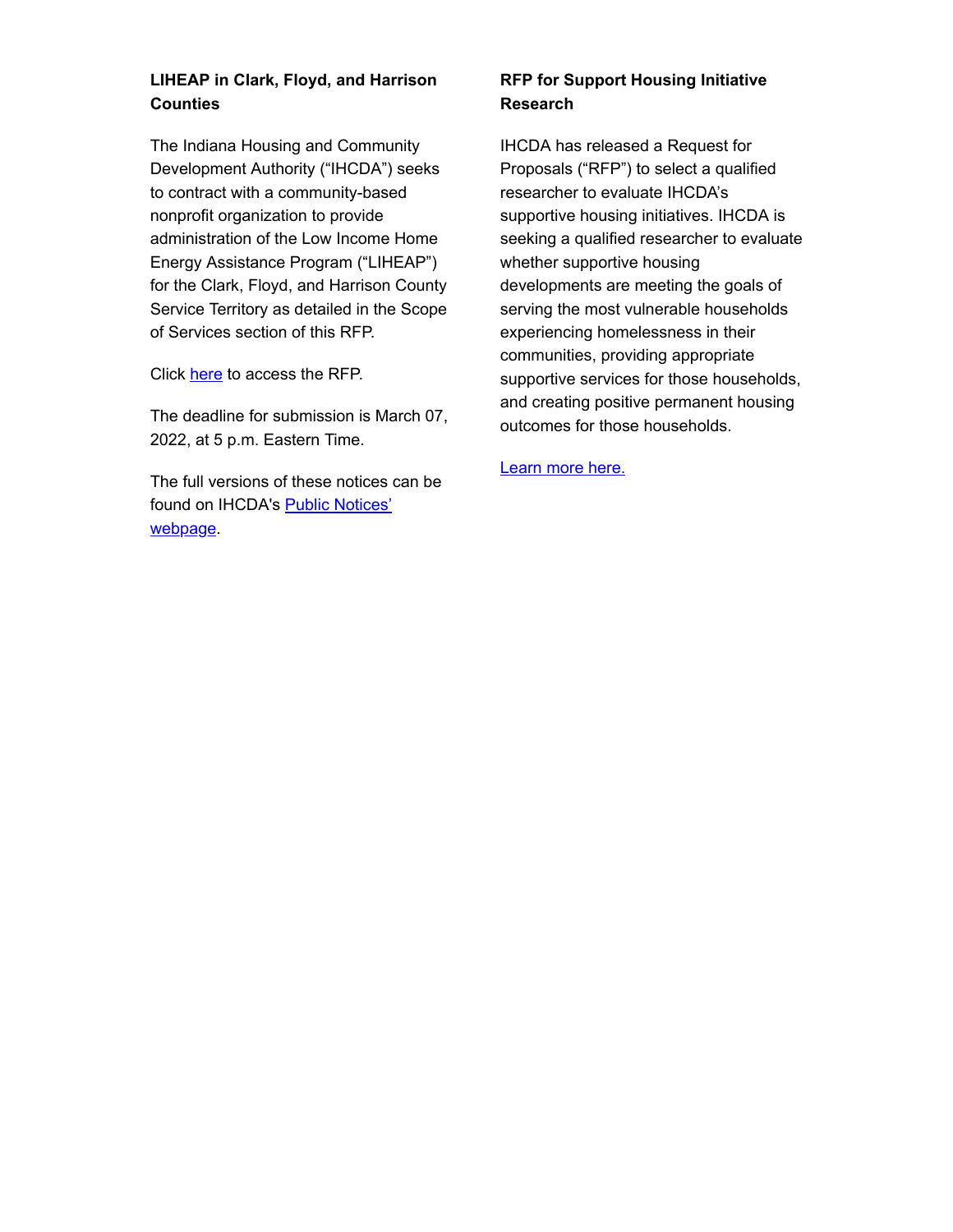**LIHEAP in Clark, Floyd, and Harrison Counties**

The Indiana Housing and Community Development Authority ("IHCDA") seeks to contract with a community-based nonprofit organization to provide administration of the Low Income Home Energy Assistance Program ("LIHEAP") for the Clark, Floyd, and Harrison County Service Territory as detailed in the Scope of Services section of this RFP.

Click here to access the RFP.

The deadline for submission is March 07, 2022, at 5 p.m. Eastern Time.

The full versions of these notices can be found on IHCDA's Public Notices' webpage.

**RFP for Support Housing Initiative Research**

IHCDA has released a Request for Proposals ("RFP") to select a qualified researcher to evaluate IHCDA's supportive housing initiatives. IHCDA is seeking a qualified researcher to evaluate whether supportive housing developments are meeting the goals of serving the most vulnerable households experiencing homelessness in their communities, providing appropriate supportive services for those households, and creating positive permanent housing outcomes for those households.

Learn more here.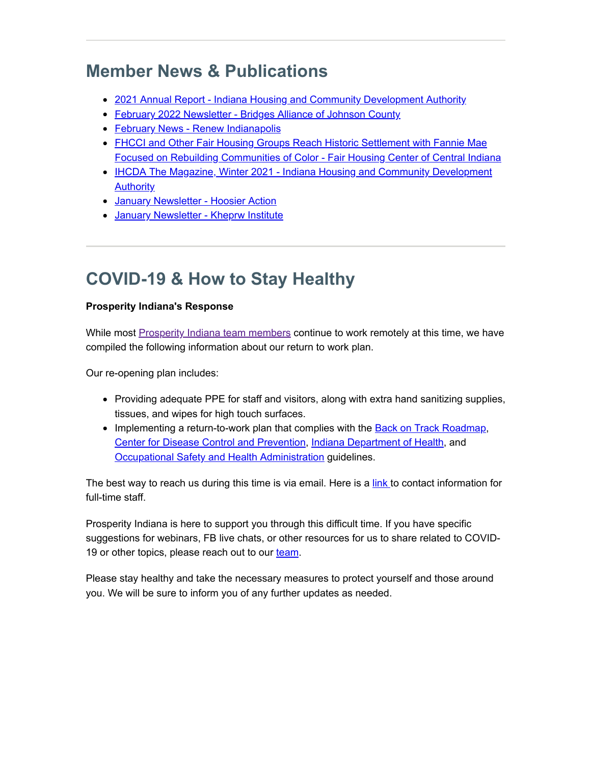## Member News & Publications

- 2021 Annual Report - Indiana Housing and Community Development Authority
- February 2022 Newsletter - Bridges Alliance of Johnson County
- February News - Renew Indianapolis
- FHCCI and Other Fair Housing Groups Reach Historic Settlement with Fannie Mae Focused on Rebuilding Communities of Color - Fair Housing Center of Central Indiana
- IHCDA The Magazine, Winter 2021 - Indiana Housing and Community Development Authority
- January Newsletter - Hoosier Action
- January Newsletter - Kheprw Institute

## COVID-19 & How to Stay Healthy

**Prosperity Indiana's Response**

While most Prosperity Indiana team members continue to work remotely at this time, we have compiled the following information about our return to work plan.

Our re-opening plan includes:

- Providing adequate PPE for staff and visitors, along with extra hand sanitizing supplies, tissues, and wipes for high touch surfaces.
- Implementing a return-to-work plan that complies with the Back on Track Roadmap, Center for Disease Control and Prevention, Indiana Department of Health, and Occupational Safety and Health Administration guidelines.

The best way to reach us during this time is via email. Here is a link to contact information for full-time staff.

Prosperity Indiana is here to support you through this difficult time. If you have specific suggestions for webinars, FB live chats, or other resources for us to share related to COVID-19 or other topics, please reach out to our team.

Please stay healthy and take the necessary measures to protect yourself and those around you. We will be sure to inform you of any further updates as needed.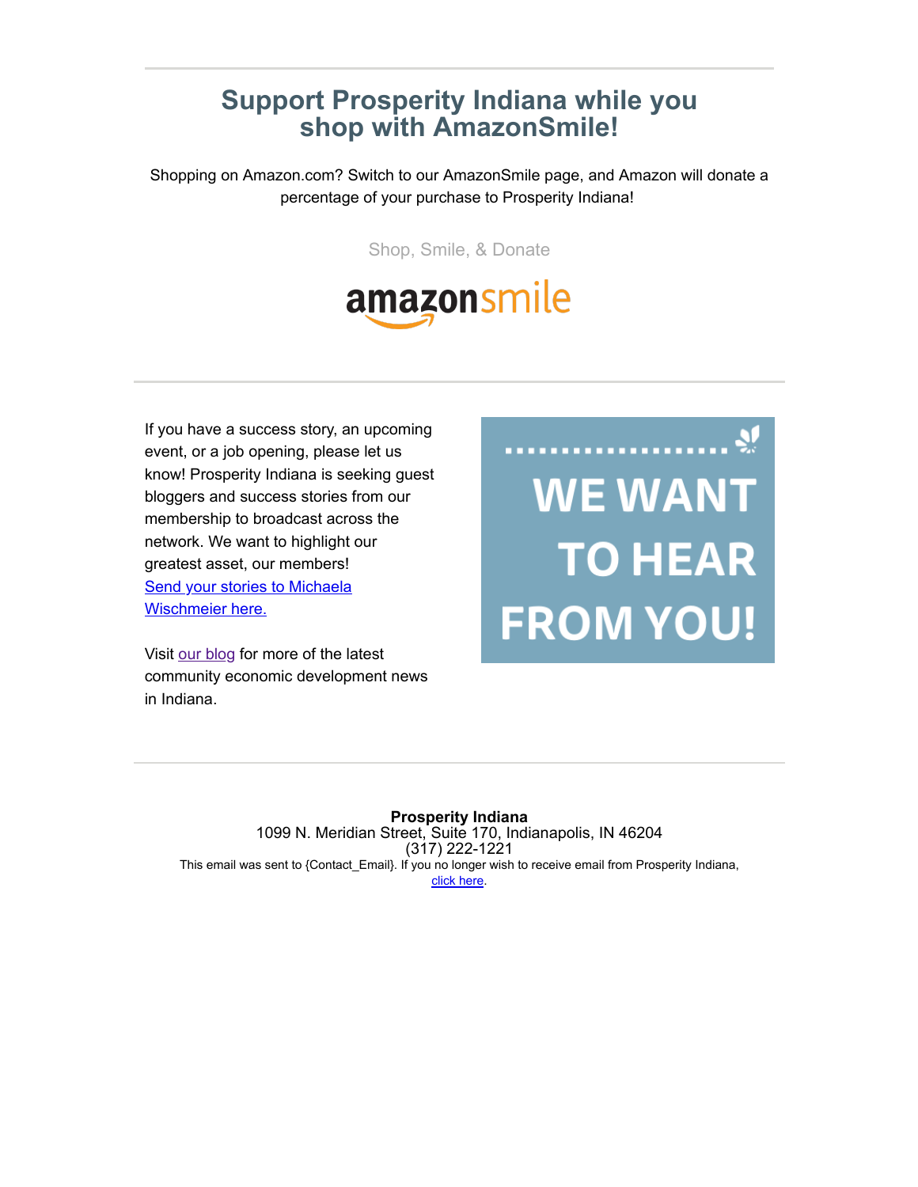## Support Prosperity Indiana while you shop with AmazonSmile!

Shopping on Amazon.com? Switch to our AmazonSmile page, and Amazon will donate a percentage of your purchase to Prosperity Indiana!

Shop, Smile, & Donate

amazonsmile

---

If you have a success story, an upcoming event, or a job opening, please let us know! Prosperity Indiana is seeking guest bloggers and success stories from our membership to broadcast across the network. We want to highlight our greatest asset, our members! Send your stories to Michaela Wischmeier here.

Visit our blog for more of the latest community economic development news in Indiana.

WE WANT TO HEAR FROM YOU!

---

**Prosperity Indiana**
1099 N. Meridian Street, Suite 170, Indianapolis, IN 46204
(317) 222-1221
This email was sent to {Contact_Email}. If you no longer wish to receive email from Prosperity Indiana, click here.